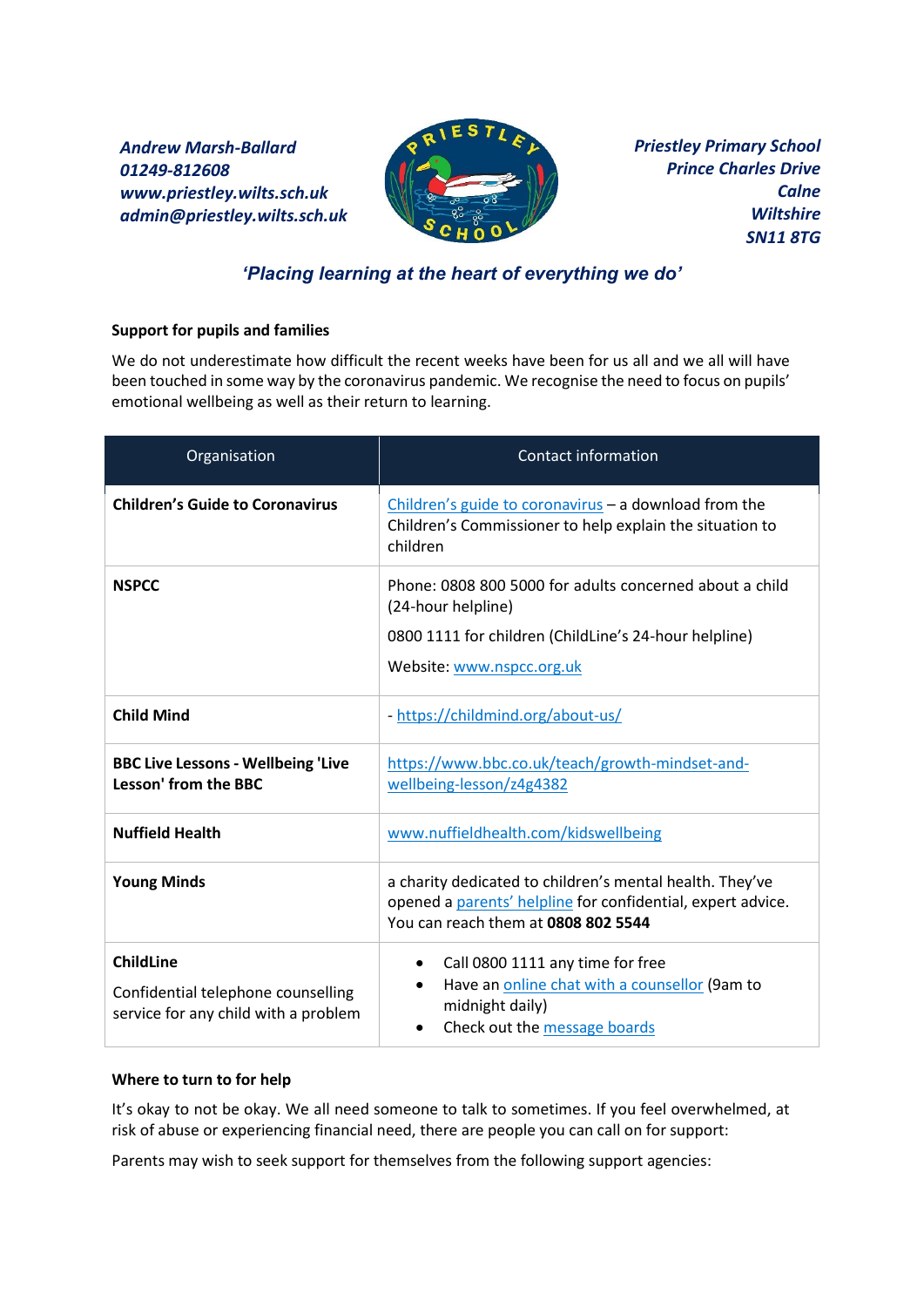***Andrew Marsh-Ballard***
***01249-812608***
***www.priestley.wilts.sch.uk***
***admin@priestley.wilts.sch.uk***

***Priestley Primary School***
***Prince Charles Drive***
***Calne***
***Wiltshire***
***SN11 8TG***

*'Placing learning at the heart of everything we do'*

**Support for pupils and families**

We do not underestimate how difficult the recent weeks have been for us all and we all will have been touched in some way by the coronavirus pandemic. We recognise the need to focus on pupils' emotional wellbeing as well as their return to learning.

| Organisation | Contact information |
|---|---|
| **Children's Guide to Coronavirus** | Children's guide to coronavirus – a download from the Children's Commissioner to help explain the situation to children |
| **NSPCC** | Phone: 0808 800 5000 for adults concerned about a child (24-hour helpline)<br>0800 1111 for children (ChildLine's 24-hour helpline)<br>Website: www.nspcc.org.uk |
| **Child Mind** | - https://childmind.org/about-us/ |
| **BBC Live Lessons - Wellbeing 'Live Lesson' from the BBC** | https://www.bbc.co.uk/teach/growth-mindset-and-wellbeing-lesson/z4g4382 |
| **Nuffield Health** | www.nuffieldhealth.com/kidswellbeing |
| **Young Minds** | a charity dedicated to children's mental health. They've opened a parents' helpline for confidential, expert advice. You can reach them at **0808 802 5544** |
| **ChildLine**<br>Confidential telephone counselling service for any child with a problem | • Call 0800 1111 any time for free<br>• Have an online chat with a counsellor (9am to midnight daily)<br>• Check out the message boards |

**Where to turn to for help**

It's okay to not be okay. We all need someone to talk to sometimes. If you feel overwhelmed, at risk of abuse or experiencing financial need, there are people you can call on for support:

Parents may wish to seek support for themselves from the following support agencies: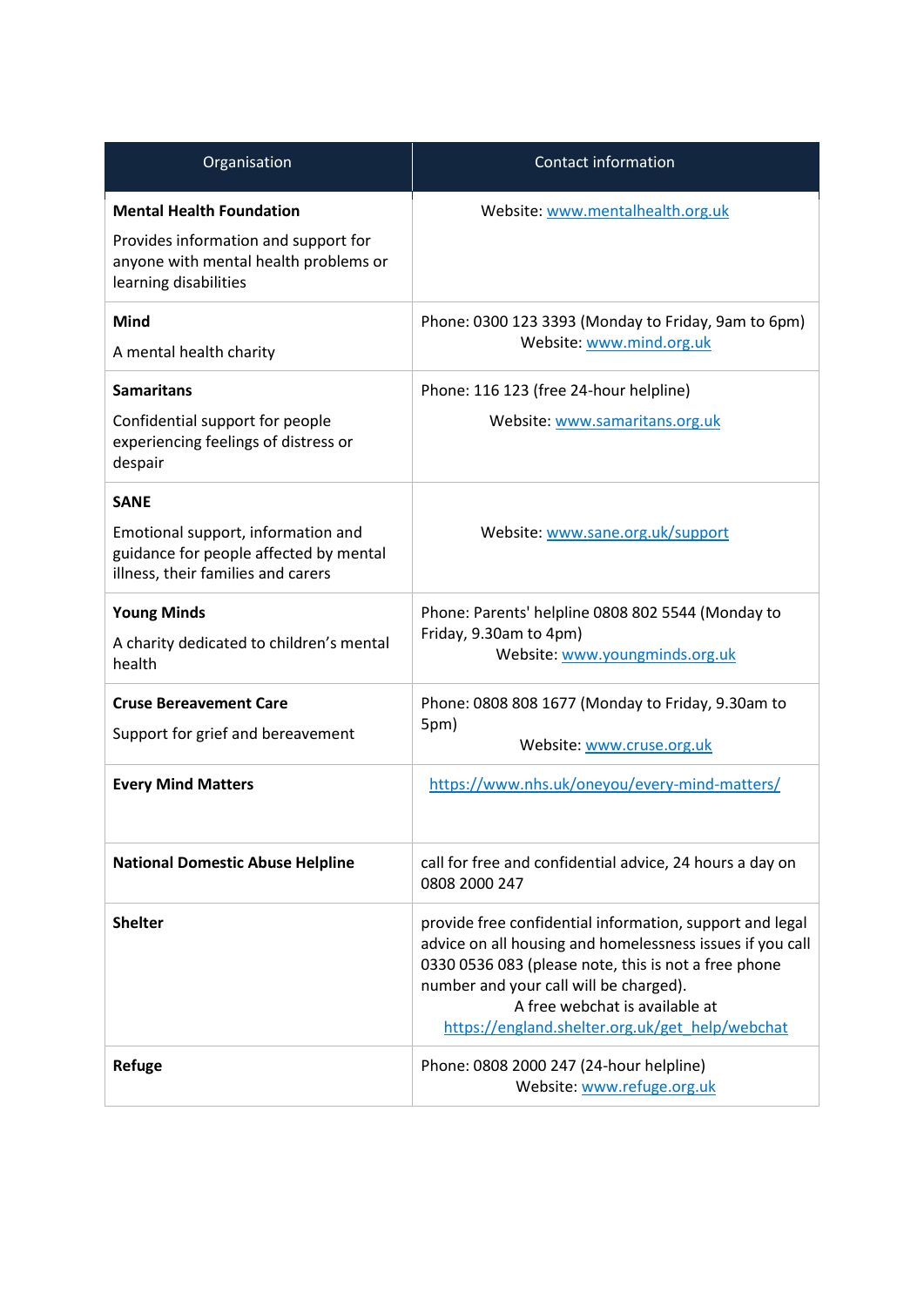| Organisation | Contact information |
|---|---|
| **Mental Health Foundation**<br>Provides information and support for anyone with mental health problems or learning disabilities | Website: www.mentalhealth.org.uk |
| **Mind**<br>A mental health charity | Phone: 0300 123 3393 (Monday to Friday, 9am to 6pm)<br>Website: www.mind.org.uk |
| **Samaritans**<br>Confidential support for people experiencing feelings of distress or despair | Phone: 116 123 (free 24-hour helpline)<br>Website: www.samaritans.org.uk |
| **SANE**<br>Emotional support, information and guidance for people affected by mental illness, their families and carers | Website: www.sane.org.uk/support |
| **Young Minds**<br>A charity dedicated to children's mental health | Phone: Parents' helpline 0808 802 5544 (Monday to Friday, 9.30am to 4pm)<br>Website: www.youngminds.org.uk |
| **Cruse Bereavement Care**<br>Support for grief and bereavement | Phone: 0808 808 1677 (Monday to Friday, 9.30am to 5pm)<br>Website: www.cruse.org.uk |
| **Every Mind Matters** | https://www.nhs.uk/oneyou/every-mind-matters/ |
| **National Domestic Abuse Helpline** | call for free and confidential advice, 24 hours a day on 0808 2000 247 |
| **Shelter** | provide free confidential information, support and legal advice on all housing and homelessness issues if you call 0330 0536 083 (please note, this is not a free phone number and your call will be charged).<br>A free webchat is available at https://england.shelter.org.uk/get_help/webchat |
| **Refuge** | Phone: 0808 2000 247 (24-hour helpline)<br>Website: www.refuge.org.uk |